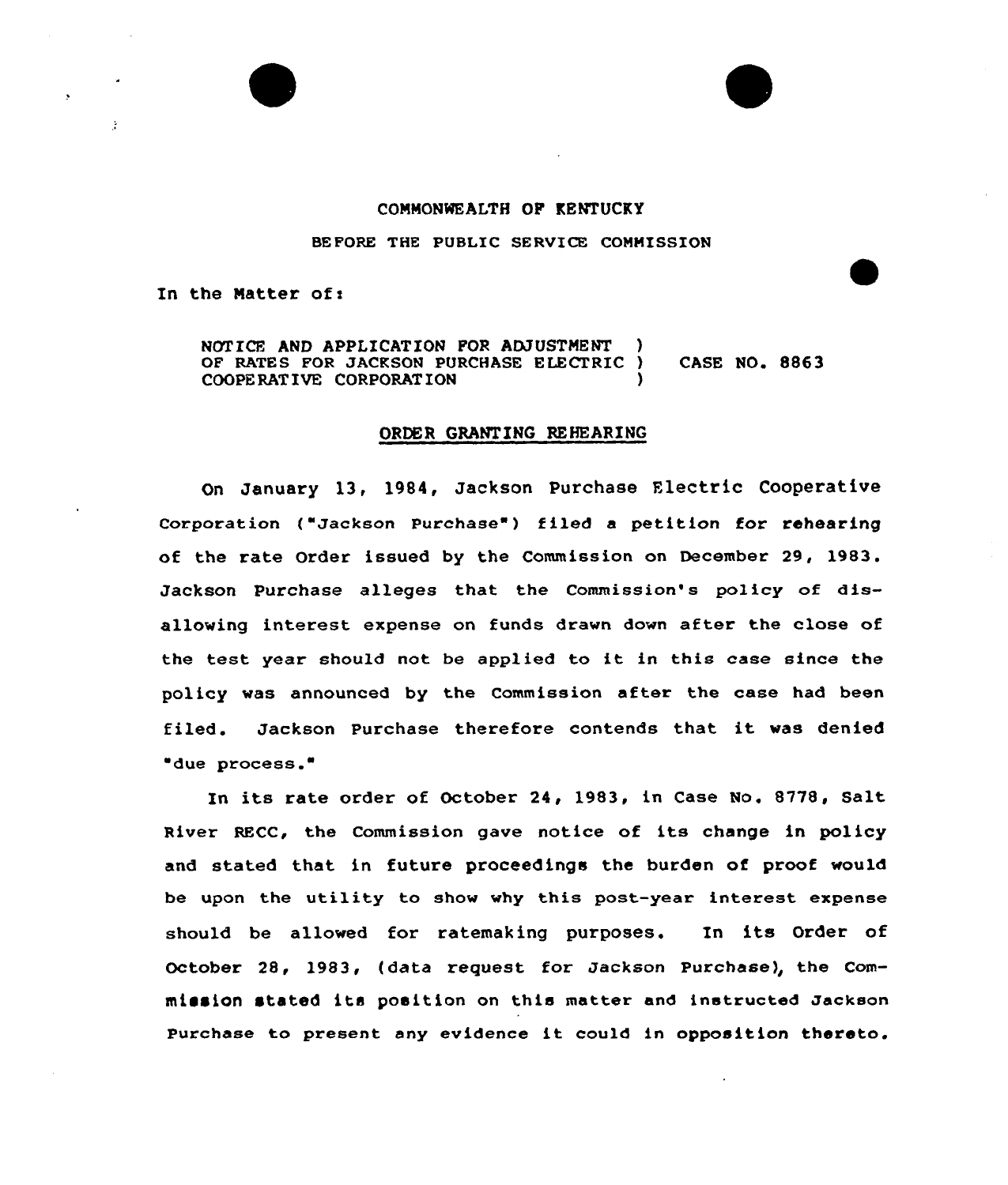COMMONWEALTH OF KENTUCKY

BEFORE THE PUBLIC SERVICE COMMISSION

In the Matter of:

| | | |
|---|---|---|
| NOTICE AND APPLICATION FOR ADJUSTMENT OF RATES FOR JACKSON PURCHASE ELECTRIC COOPERATIVE CORPORATION | ) ) ) | CASE NO. 8863 |

## ORDER GRANTING REHEARING

On January 13, 1984, Jackson Purchase Electric Cooperative Corporation ("Jackson Purchase") filed a petition for rehearing of the rate Order issued by the Commission on December 29, 1983. Jackson Purchase alleges that the Commission's policy of disallowing interest expense on funds drawn down after the close of the test year should not be applied to it in this case since the policy was announced by the Commission after the case had been filed. Jackson Purchase therefore contends that it was denied "due process."

In its rate order of October 24, 1983, in Case No. 8778, Salt River RECC, the Commission gave notice of its change in policy and stated that in future proceedings the burden of proof would be upon the utility to show why this post-year interest expense should be allowed for ratemaking purposes. In its Order of October 28, 1983, (data request for Jackson Purchase), the Commission stated its position on this matter and instructed Jackson Purchase to present any evidence it could in opposition thereto.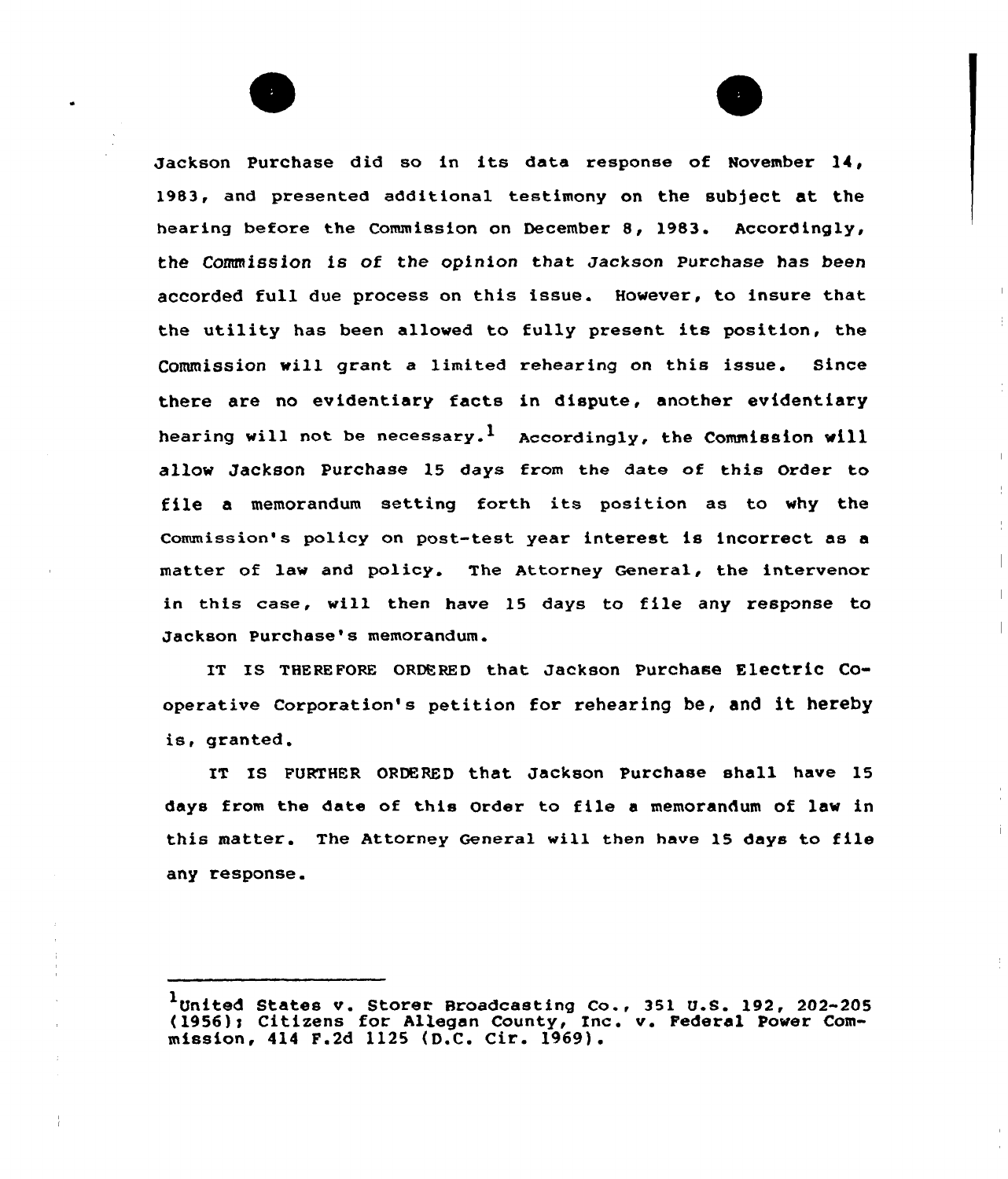Jackson Purchase did so in its data response of November 14, 1983, and presented additional testimony on the subject at the hearing before the Commission on December 8, 1983. Accordingly, the Commission is of the opinion that Jackson Purchase has been accorded full due process on this issue. However, to insure that the utility has been allowed to fully present its position, the Commission will grant a limited rehearing on this issue. Since there are no evidentiary facts in dispute, another evidentiary hearing will not be necessary.[1] Accordingly, the Commission will allow Jackson Purchase 15 days from the date of this Order to file a memorandum setting forth its position as to why the Commission's policy on post-test year interest is incorrect as a matter of law and policy. The Attorney General, the intervenor in this case, will then have 15 days to file any response to Jackson Purchase's memorandum.

IT IS THEREFORE ORDERED that Jackson Purchase Electric Cooperative Corporation's petition for rehearing be, and it hereby is, granted.

IT IS FURTHER ORDERED that Jackson Purchase shall have 15 days from the date of this Order to file a memorandum of law in this matter. The Attorney General will then have 15 days to file any response.

---

[1] United States v. Storer Broadcasting Co., 351 U.S. 192, 202-205 (1956); Citizens for Allegan County, Inc. v. Federal Power Commission, 414 F.2d 1125 (D.C. Cir. 1969).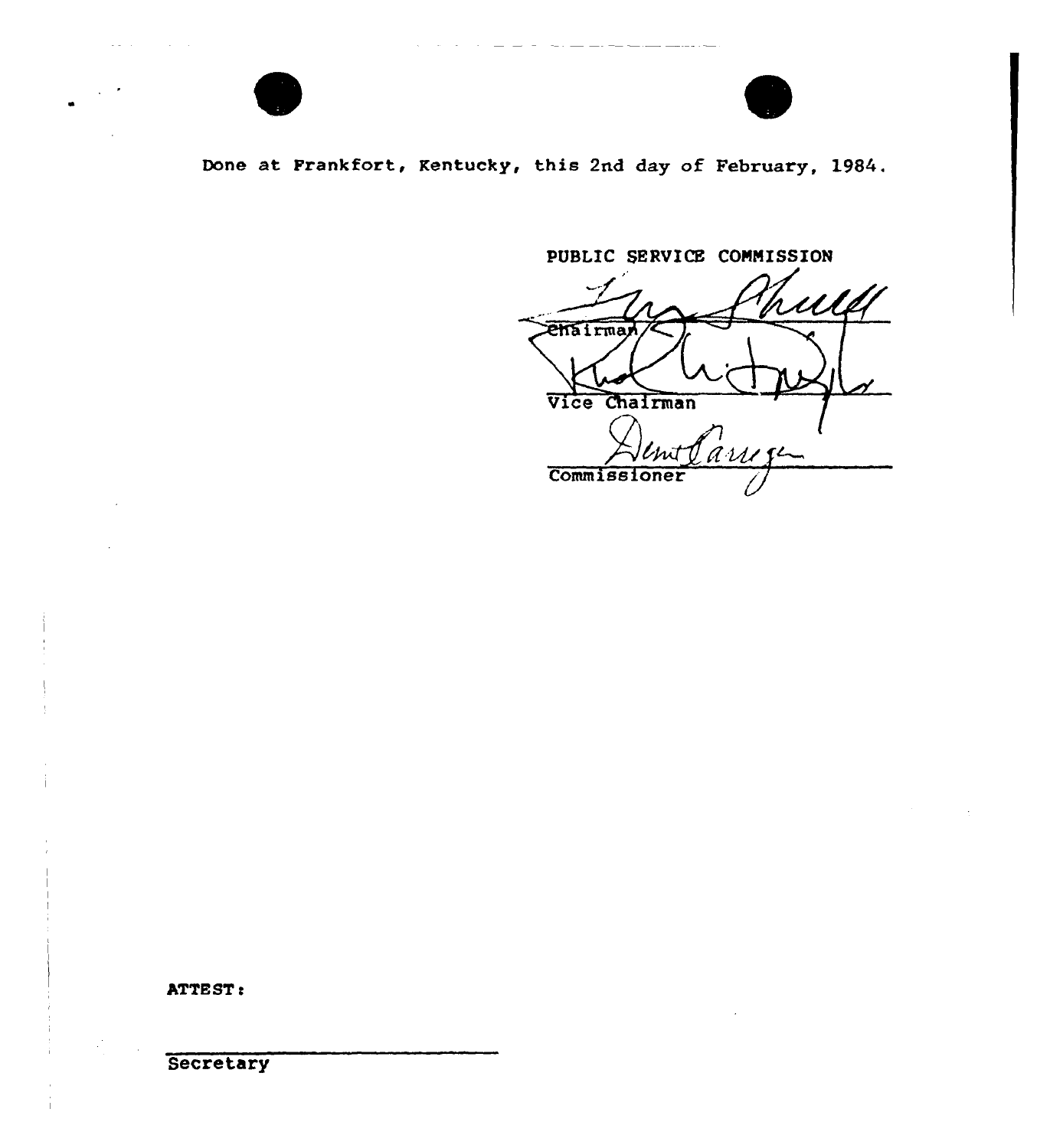Done at Frankfort, Kentucky, this 2nd day of February, 1984.

PUBLIC SERVICE COMMISSION

Chairman

Vice Chairman

Commissioner

ATTEST:

Secretary